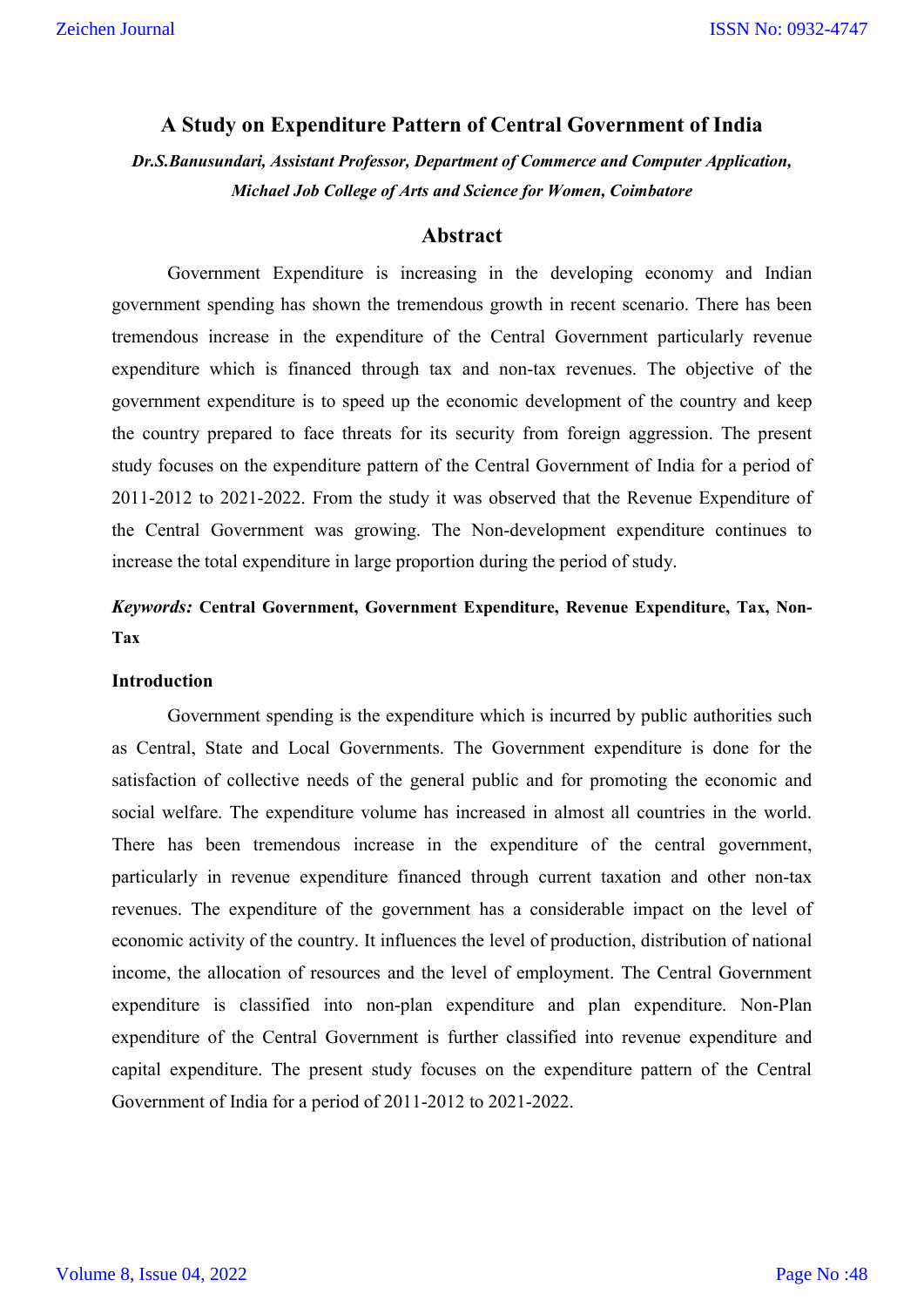# A Study on Expenditure Pattern of Central Government of India

***Dr.S.Banusundari, Assistant Professor, Department of Commerce and Computer Application, Michael Job College of Arts and Science for Women, Coimbatore***

## Abstract

Government Expenditure is increasing in the developing economy and Indian government spending has shown the tremendous growth in recent scenario. There has been tremendous increase in the expenditure of the Central Government particularly revenue expenditure which is financed through tax and non-tax revenues. The objective of the government expenditure is to speed up the economic development of the country and keep the country prepared to face threats for its security from foreign aggression. The present study focuses on the expenditure pattern of the Central Government of India for a period of 2011-2012 to 2021-2022. From the study it was observed that the Revenue Expenditure of the Central Government was growing. The Non-development expenditure continues to increase the total expenditure in large proportion during the period of study.

***Keywords:*** **Central Government, Government Expenditure, Revenue Expenditure, Tax, Non-Tax**

### Introduction

Government spending is the expenditure which is incurred by public authorities such as Central, State and Local Governments. The Government expenditure is done for the satisfaction of collective needs of the general public and for promoting the economic and social welfare. The expenditure volume has increased in almost all countries in the world. There has been tremendous increase in the expenditure of the central government, particularly in revenue expenditure financed through current taxation and other non-tax revenues. The expenditure of the government has a considerable impact on the level of economic activity of the country. It influences the level of production, distribution of national income, the allocation of resources and the level of employment. The Central Government expenditure is classified into non-plan expenditure and plan expenditure. Non-Plan expenditure of the Central Government is further classified into revenue expenditure and capital expenditure. The present study focuses on the expenditure pattern of the Central Government of India for a period of 2011-2012 to 2021-2022.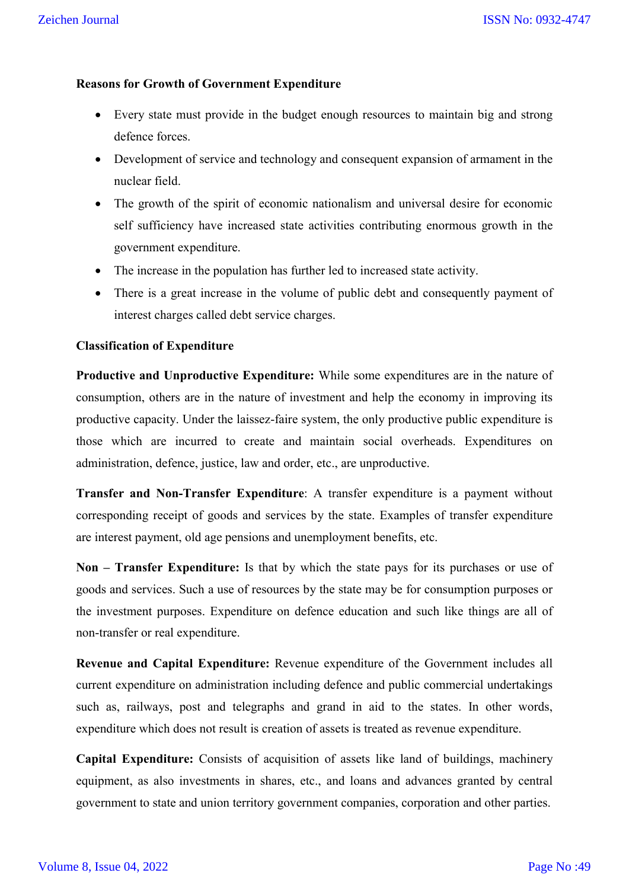**Reasons for Growth of Government Expenditure**

- Every state must provide in the budget enough resources to maintain big and strong defence forces.
- Development of service and technology and consequent expansion of armament in the nuclear field.
- The growth of the spirit of economic nationalism and universal desire for economic self sufficiency have increased state activities contributing enormous growth in the government expenditure.
- The increase in the population has further led to increased state activity.
- There is a great increase in the volume of public debt and consequently payment of interest charges called debt service charges.

**Classification of Expenditure**

**Productive and Unproductive Expenditure:** While some expenditures are in the nature of consumption, others are in the nature of investment and help the economy in improving its productive capacity. Under the laissez-faire system, the only productive public expenditure is those which are incurred to create and maintain social overheads. Expenditures on administration, defence, justice, law and order, etc., are unproductive.

**Transfer and Non-Transfer Expenditure**: A transfer expenditure is a payment without corresponding receipt of goods and services by the state. Examples of transfer expenditure are interest payment, old age pensions and unemployment benefits, etc.

**Non – Transfer Expenditure:** Is that by which the state pays for its purchases or use of goods and services. Such a use of resources by the state may be for consumption purposes or the investment purposes. Expenditure on defence education and such like things are all of non-transfer or real expenditure.

**Revenue and Capital Expenditure:** Revenue expenditure of the Government includes all current expenditure on administration including defence and public commercial undertakings such as, railways, post and telegraphs and grand in aid to the states. In other words, expenditure which does not result is creation of assets is treated as revenue expenditure.

**Capital Expenditure:** Consists of acquisition of assets like land of buildings, machinery equipment, as also investments in shares, etc., and loans and advances granted by central government to state and union territory government companies, corporation and other parties.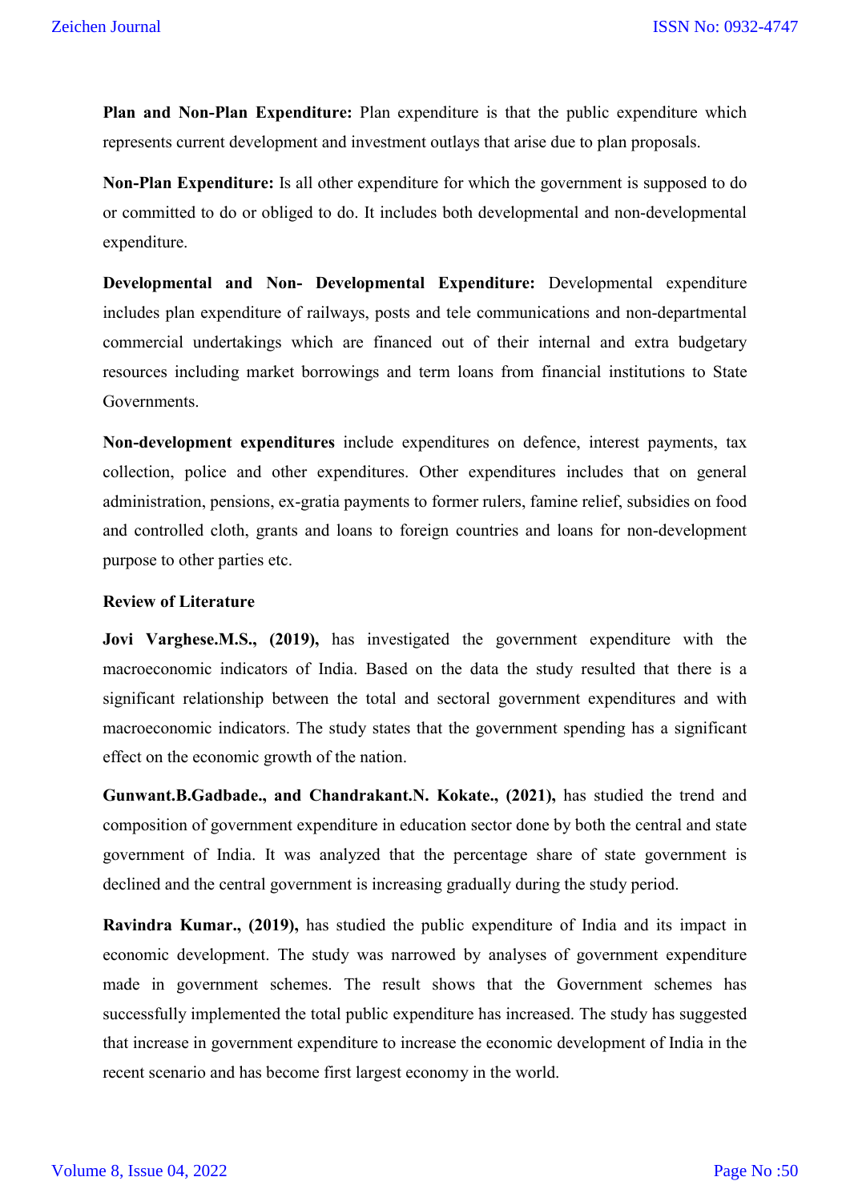**Plan and Non-Plan Expenditure:** Plan expenditure is that the public expenditure which represents current development and investment outlays that arise due to plan proposals.

**Non-Plan Expenditure:** Is all other expenditure for which the government is supposed to do or committed to do or obliged to do. It includes both developmental and non-developmental expenditure.

**Developmental and Non- Developmental Expenditure:** Developmental expenditure includes plan expenditure of railways, posts and tele communications and non-departmental commercial undertakings which are financed out of their internal and extra budgetary resources including market borrowings and term loans from financial institutions to State Governments.

**Non-development expenditures** include expenditures on defence, interest payments, tax collection, police and other expenditures. Other expenditures includes that on general administration, pensions, ex-gratia payments to former rulers, famine relief, subsidies on food and controlled cloth, grants and loans to foreign countries and loans for non-development purpose to other parties etc.

**Review of Literature**

**Jovi Varghese.M.S., (2019),** has investigated the government expenditure with the macroeconomic indicators of India. Based on the data the study resulted that there is a significant relationship between the total and sectoral government expenditures and with macroeconomic indicators. The study states that the government spending has a significant effect on the economic growth of the nation.

**Gunwant.B.Gadbade., and Chandrakant.N. Kokate., (2021),** has studied the trend and composition of government expenditure in education sector done by both the central and state government of India. It was analyzed that the percentage share of state government is declined and the central government is increasing gradually during the study period.

**Ravindra Kumar., (2019),** has studied the public expenditure of India and its impact in economic development. The study was narrowed by analyses of government expenditure made in government schemes. The result shows that the Government schemes has successfully implemented the total public expenditure has increased. The study has suggested that increase in government expenditure to increase the economic development of India in the recent scenario and has become first largest economy in the world.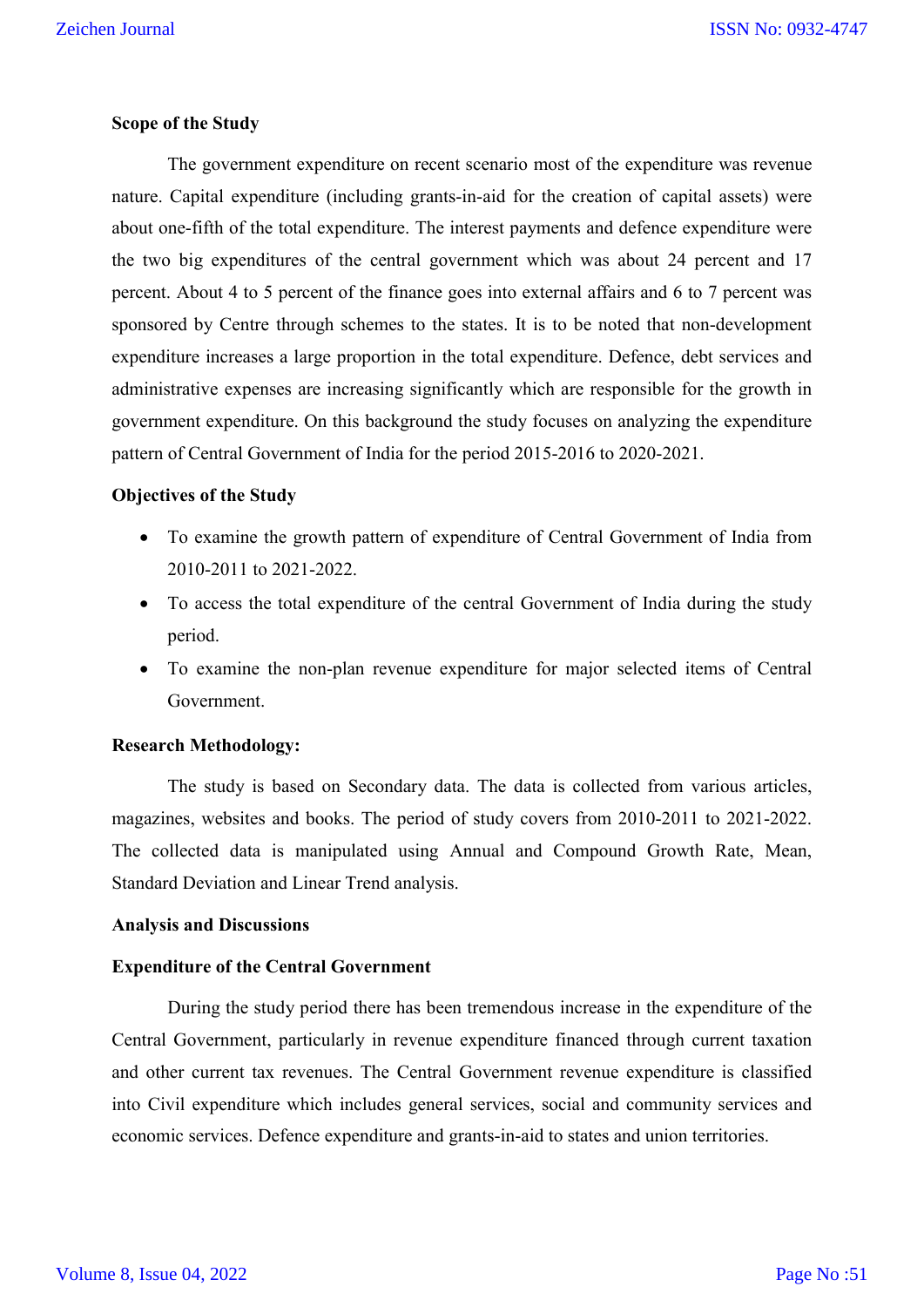**Scope of the Study**

The government expenditure on recent scenario most of the expenditure was revenue nature. Capital expenditure (including grants-in-aid for the creation of capital assets) were about one-fifth of the total expenditure. The interest payments and defence expenditure were the two big expenditures of the central government which was about 24 percent and 17 percent. About 4 to 5 percent of the finance goes into external affairs and 6 to 7 percent was sponsored by Centre through schemes to the states. It is to be noted that non-development expenditure increases a large proportion in the total expenditure. Defence, debt services and administrative expenses are increasing significantly which are responsible for the growth in government expenditure. On this background the study focuses on analyzing the expenditure pattern of Central Government of India for the period 2015-2016 to 2020-2021.

**Objectives of the Study**

- To examine the growth pattern of expenditure of Central Government of India from 2010-2011 to 2021-2022.
- To access the total expenditure of the central Government of India during the study period.
- To examine the non-plan revenue expenditure for major selected items of Central Government.

**Research Methodology:**

The study is based on Secondary data. The data is collected from various articles, magazines, websites and books. The period of study covers from 2010-2011 to 2021-2022. The collected data is manipulated using Annual and Compound Growth Rate, Mean, Standard Deviation and Linear Trend analysis.

**Analysis and Discussions**

**Expenditure of the Central Government**

During the study period there has been tremendous increase in the expenditure of the Central Government, particularly in revenue expenditure financed through current taxation and other current tax revenues. The Central Government revenue expenditure is classified into Civil expenditure which includes general services, social and community services and economic services. Defence expenditure and grants-in-aid to states and union territories.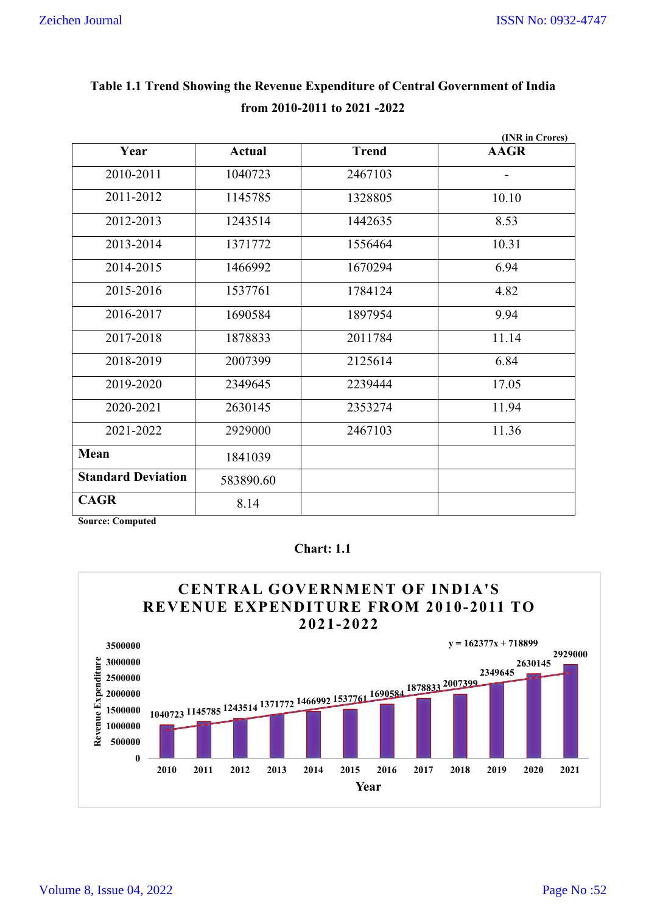**Table 1.1 Trend Showing the Revenue Expenditure of Central Government of India from 2010-2011 to 2021 -2022**

(INR in Crores)

| Year | Actual | Trend | AAGR |
|---|---|---|---|
| 2010-2011 | 1040723 | 2467103 | - |
| 2011-2012 | 1145785 | 1328805 | 10.10 |
| 2012-2013 | 1243514 | 1442635 | 8.53 |
| 2013-2014 | 1371772 | 1556464 | 10.31 |
| 2014-2015 | 1466992 | 1670294 | 6.94 |
| 2015-2016 | 1537761 | 1784124 | 4.82 |
| 2016-2017 | 1690584 | 1897954 | 9.94 |
| 2017-2018 | 1878833 | 2011784 | 11.14 |
| 2018-2019 | 2007399 | 2125614 | 6.84 |
| 2019-2020 | 2349645 | 2239444 | 17.05 |
| 2020-2021 | 2630145 | 2353274 | 11.94 |
| 2021-2022 | 2929000 | 2467103 | 11.36 |
| **Mean** | 1841039 | | |
| **Standard Deviation** | 583890.60 | | |
| **CAGR** | 8.14 | | |

**Source: Computed**

**Chart: 1.1**

**CENTRAL GOVERNMENT OF INDIA'S REVENUE EXPENDITURE FROM 2010-2011 TO 2021-2022**

$y = 162377x + 718899$

| Year | Revenue Expenditure |
|---|---|
| 2010 | 1040723 |
| 2011 | 1145785 |
| 2012 | 1243514 |
| 2013 | 1371772 |
| 2014 | 1466992 |
| 2015 | 1537761 |
| 2016 | 1690584 |
| 2017 | 1878833 |
| 2018 | 2007399 |
| 2019 | 2349645 |
| 2020 | 2630145 |
| 2021 | 2929000 |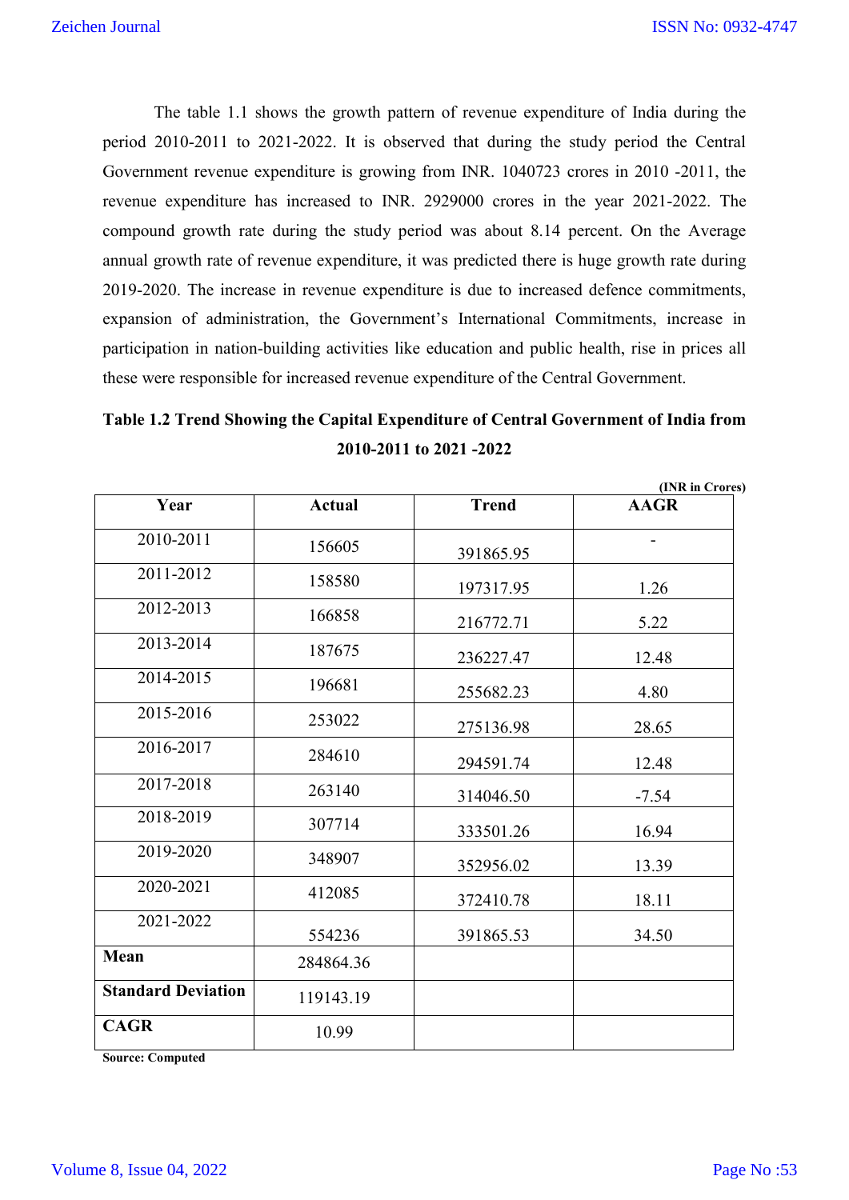The table 1.1 shows the growth pattern of revenue expenditure of India during the period 2010-2011 to 2021-2022. It is observed that during the study period the Central Government revenue expenditure is growing from INR. 1040723 crores in 2010 -2011, the revenue expenditure has increased to INR. 2929000 crores in the year 2021-2022. The compound growth rate during the study period was about 8.14 percent. On the Average annual growth rate of revenue expenditure, it was predicted there is huge growth rate during 2019-2020. The increase in revenue expenditure is due to increased defence commitments, expansion of administration, the Government's International Commitments, increase in participation in nation-building activities like education and public health, rise in prices all these were responsible for increased revenue expenditure of the Central Government.

**Table 1.2 Trend Showing the Capital Expenditure of Central Government of India from 2010-2011 to 2021 -2022**

**(INR in Crores)**

| Year | Actual | Trend | AAGR |
|---|---|---|---|
| 2010-2011 | 156605 | 391865.95 | - |
| 2011-2012 | 158580 | 197317.95 | 1.26 |
| 2012-2013 | 166858 | 216772.71 | 5.22 |
| 2013-2014 | 187675 | 236227.47 | 12.48 |
| 2014-2015 | 196681 | 255682.23 | 4.80 |
| 2015-2016 | 253022 | 275136.98 | 28.65 |
| 2016-2017 | 284610 | 294591.74 | 12.48 |
| 2017-2018 | 263140 | 314046.50 | -7.54 |
| 2018-2019 | 307714 | 333501.26 | 16.94 |
| 2019-2020 | 348907 | 352956.02 | 13.39 |
| 2020-2021 | 412085 | 372410.78 | 18.11 |
| 2021-2022 | 554236 | 391865.53 | 34.50 |
| **Mean** | 284864.36 | | |
| **Standard Deviation** | 119143.19 | | |
| **CAGR** | 10.99 | | |

**Source: Computed**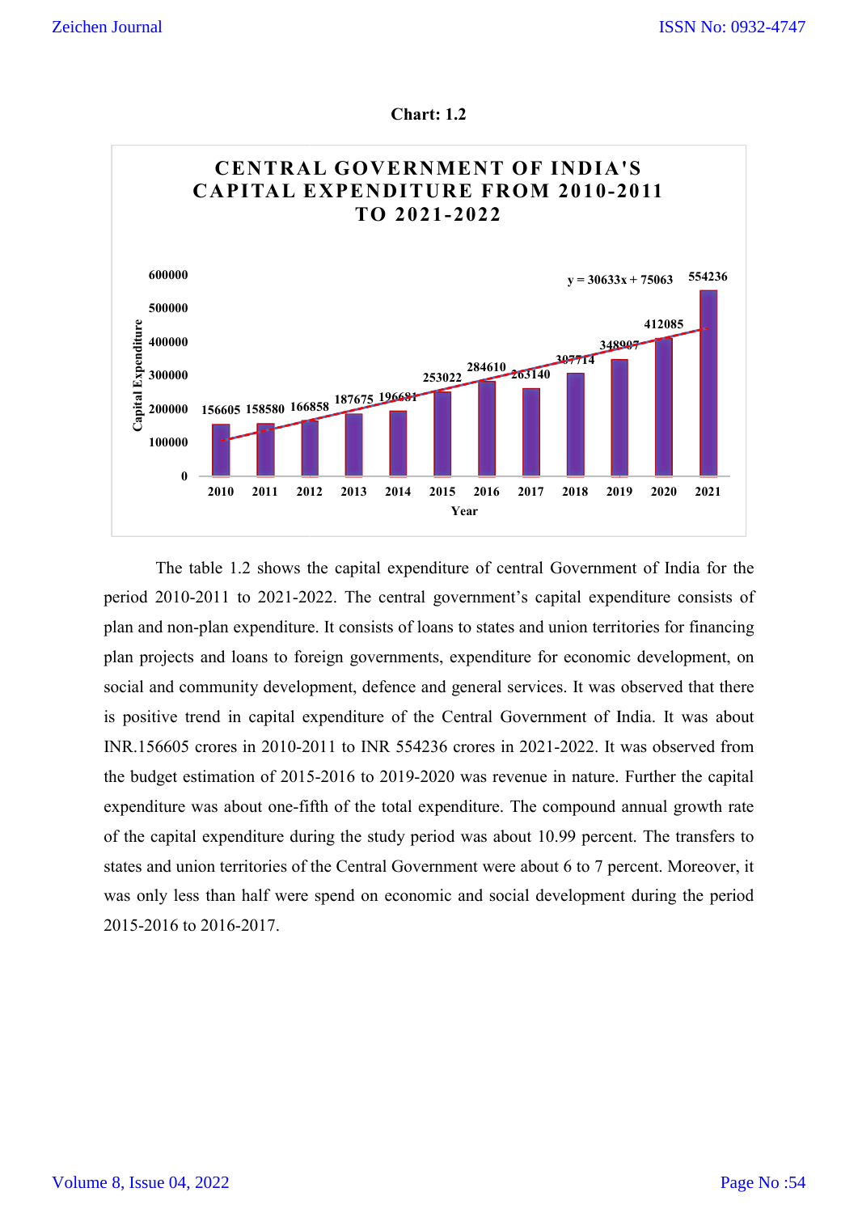**Chart: 1.2**

**CENTRAL GOVERNMENT OF INDIA'S CAPITAL EXPENDITURE FROM 2010-2011 TO 2021-2022**

| Year | Capital Expenditure |
|---|---|
| 2010 | 156605 |
| 2011 | 158580 |
| 2012 | 166858 |
| 2013 | 187675 |
| 2014 | 196681 |
| 2015 | 253022 |
| 2016 | 284610 |
| 2017 | 263140 |
| 2018 | 307714 |
| 2019 | 348907 |
| 2020 | 412085 |
| 2021 | 554236 |

$y = 30633x + 75063$

The table 1.2 shows the capital expenditure of central Government of India for the period 2010-2011 to 2021-2022. The central government's capital expenditure consists of plan and non-plan expenditure. It consists of loans to states and union territories for financing plan projects and loans to foreign governments, expenditure for economic development, on social and community development, defence and general services. It was observed that there is positive trend in capital expenditure of the Central Government of India. It was about INR.156605 crores in 2010-2011 to INR 554236 crores in 2021-2022. It was observed from the budget estimation of 2015-2016 to 2019-2020 was revenue in nature. Further the capital expenditure was about one-fifth of the total expenditure. The compound annual growth rate of the capital expenditure during the study period was about 10.99 percent. The transfers to states and union territories of the Central Government were about 6 to 7 percent. Moreover, it was only less than half were spend on economic and social development during the period 2015-2016 to 2016-2017.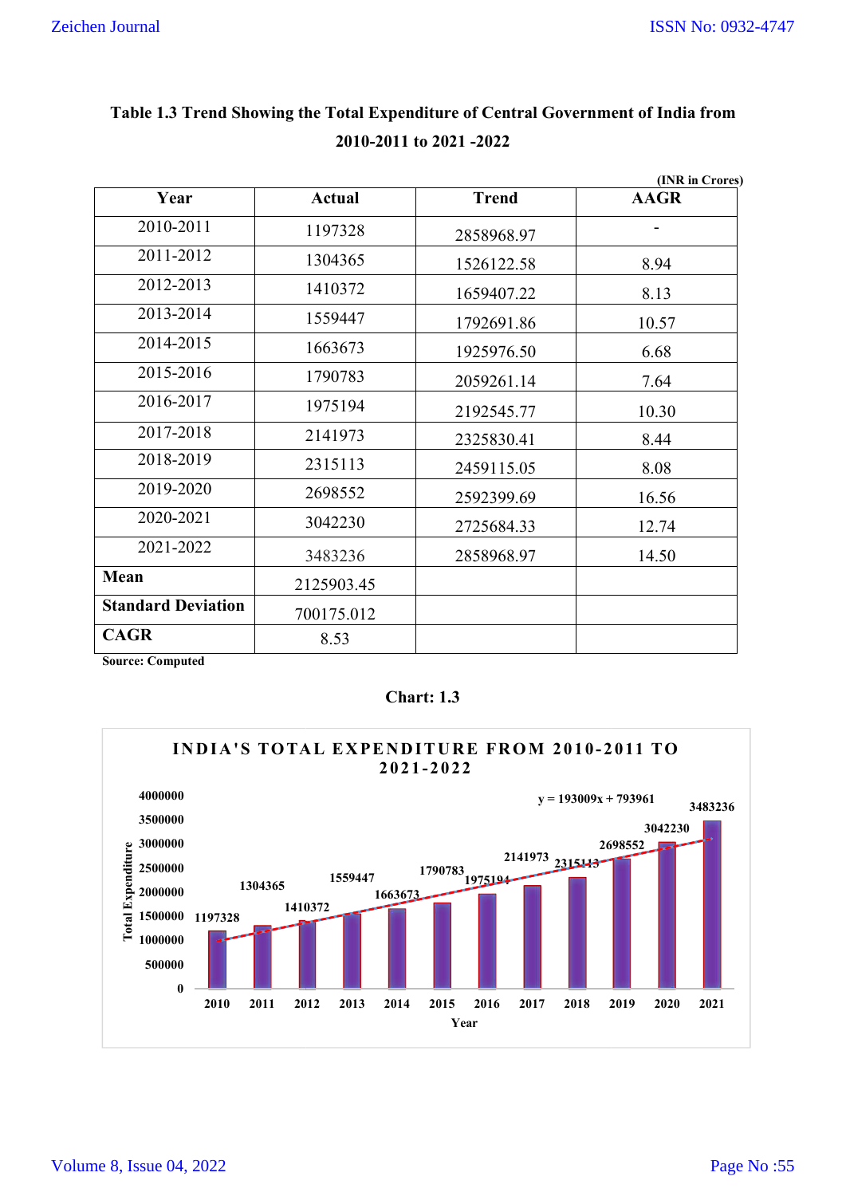**Table 1.3 Trend Showing the Total Expenditure of Central Government of India from 2010-2011 to 2021 -2022**

(INR in Crores)

| Year | Actual | Trend | AAGR |
|---|---|---|---|
| 2010-2011 | 1197328 | 2858968.97 | - |
| 2011-2012 | 1304365 | 1526122.58 | 8.94 |
| 2012-2013 | 1410372 | 1659407.22 | 8.13 |
| 2013-2014 | 1559447 | 1792691.86 | 10.57 |
| 2014-2015 | 1663673 | 1925976.50 | 6.68 |
| 2015-2016 | 1790783 | 2059261.14 | 7.64 |
| 2016-2017 | 1975194 | 2192545.77 | 10.30 |
| 2017-2018 | 2141973 | 2325830.41 | 8.44 |
| 2018-2019 | 2315113 | 2459115.05 | 8.08 |
| 2019-2020 | 2698552 | 2592399.69 | 16.56 |
| 2020-2021 | 3042230 | 2725684.33 | 12.74 |
| 2021-2022 | 3483236 | 2858968.97 | 14.50 |
| **Mean** | 2125903.45 | | |
| **Standard Deviation** | 700175.012 | | |
| **CAGR** | 8.53 | | |

**Source: Computed**

**Chart: 1.3**

**INDIA'S TOTAL EXPENDITURE FROM 2010-2011 TO 2021-2022**

$y = 193009x + 793961$

| Year | Total Expenditure |
|---|---|
| 2010 | 1197328 |
| 2011 | 1304365 |
| 2012 | 1410372 |
| 2013 | 1559447 |
| 2014 | 1663673 |
| 2015 | 1790783 |
| 2016 | 1975194 |
| 2017 | 2141973 |
| 2018 | 2315113 |
| 2019 | 2698552 |
| 2020 | 3042230 |
| 2021 | 3483236 |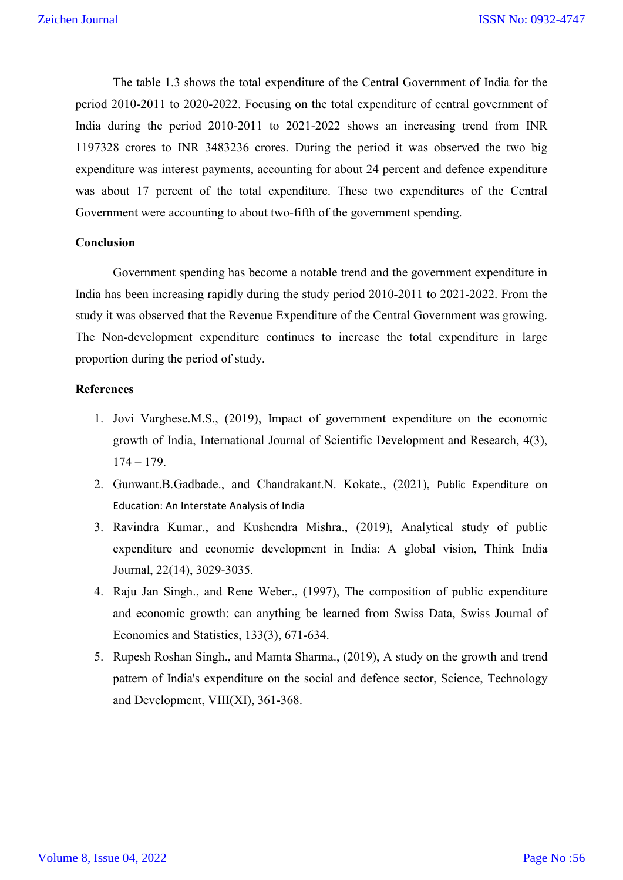The table 1.3 shows the total expenditure of the Central Government of India for the period 2010-2011 to 2020-2022. Focusing on the total expenditure of central government of India during the period 2010-2011 to 2021-2022 shows an increasing trend from INR 1197328 crores to INR 3483236 crores. During the period it was observed the two big expenditure was interest payments, accounting for about 24 percent and defence expenditure was about 17 percent of the total expenditure. These two expenditures of the Central Government were accounting to about two-fifth of the government spending.

## Conclusion

Government spending has become a notable trend and the government expenditure in India has been increasing rapidly during the study period 2010-2011 to 2021-2022. From the study it was observed that the Revenue Expenditure of the Central Government was growing. The Non-development expenditure continues to increase the total expenditure in large proportion during the period of study.

## References

1. Jovi Varghese.M.S., (2019), Impact of government expenditure on the economic growth of India, International Journal of Scientific Development and Research, 4(3), 174 – 179.
2. Gunwant.B.Gadbade., and Chandrakant.N. Kokate., (2021), Public Expenditure on Education: An Interstate Analysis of India
3. Ravindra Kumar., and Kushendra Mishra., (2019), Analytical study of public expenditure and economic development in India: A global vision, Think India Journal, 22(14), 3029-3035.
4. Raju Jan Singh., and Rene Weber., (1997), The composition of public expenditure and economic growth: can anything be learned from Swiss Data, Swiss Journal of Economics and Statistics, 133(3), 671-634.
5. Rupesh Roshan Singh., and Mamta Sharma., (2019), A study on the growth and trend pattern of India's expenditure on the social and defence sector, Science, Technology and Development, VIII(XI), 361-368.